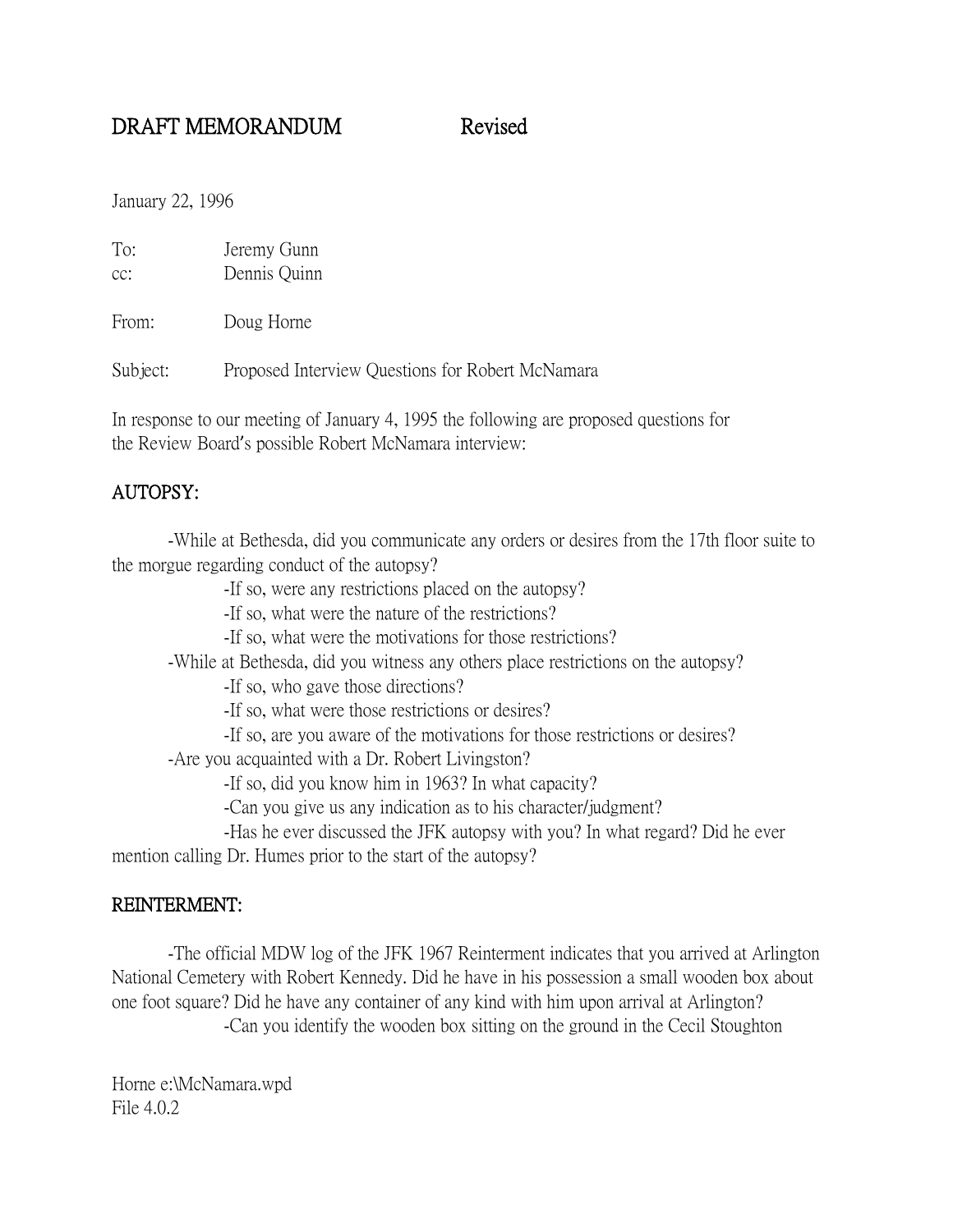# DRAFT MEMORANDUM Revised

January 22, 1996

To: Jeremy Gunn
cc: Dennis Quinn

From: Doug Horne

Subject: Proposed Interview Questions for Robert McNamara

In response to our meeting of January 4, 1995 the following are proposed questions for the Review Board's possible Robert McNamara interview:

## AUTOPSY:

-While at Bethesda, did you communicate any orders or desires from the 17th floor suite to the morgue regarding conduct of the autopsy?

- -If so, were any restrictions placed on the autopsy?
- -If so, what were the nature of the restrictions?
- -If so, what were the motivations for those restrictions?

-While at Bethesda, did you witness any others place restrictions on the autopsy?

- -If so, who gave those directions?
- -If so, what were those restrictions or desires?
- -If so, are you aware of the motivations for those restrictions or desires?

-Are you acquainted with a Dr. Robert Livingston?

- -If so, did you know him in 1963? In what capacity?
- -Can you give us any indication as to his character/judgment?
- -Has he ever discussed the JFK autopsy with you? In what regard? Did he ever mention calling Dr. Humes prior to the start of the autopsy?

## REINTERMENT:

-The official MDW log of the JFK 1967 Reinterment indicates that you arrived at Arlington National Cemetery with Robert Kennedy. Did he have in his possession a small wooden box about one foot square? Did he have any container of any kind with him upon arrival at Arlington?

- -Can you identify the wooden box sitting on the ground in the Cecil Stoughton

Horne e:\McNamara.wpd
File 4.0.2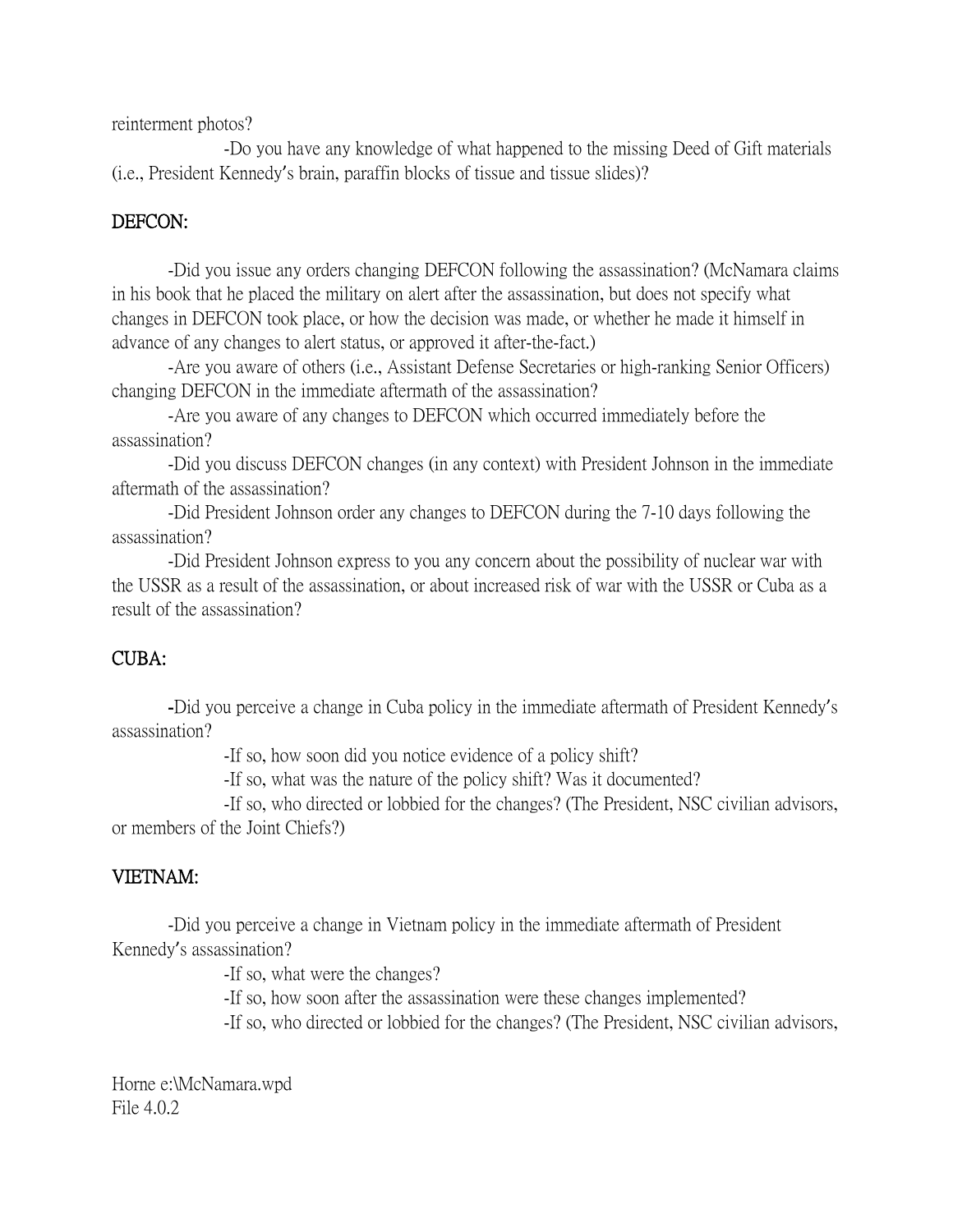reinterment photos?

-Do you have any knowledge of what happened to the missing Deed of Gift materials (i.e., President Kennedy's brain, paraffin blocks of tissue and tissue slides)?

## DEFCON:

-Did you issue any orders changing DEFCON following the assassination? (McNamara claims in his book that he placed the military on alert after the assassination, but does not specify what changes in DEFCON took place, or how the decision was made, or whether he made it himself in advance of any changes to alert status, or approved it after-the-fact.)

-Are you aware of others (i.e., Assistant Defense Secretaries or high-ranking Senior Officers) changing DEFCON in the immediate aftermath of the assassination?

-Are you aware of any changes to DEFCON which occurred immediately before the assassination?

-Did you discuss DEFCON changes (in any context) with President Johnson in the immediate aftermath of the assassination?

-Did President Johnson order any changes to DEFCON during the 7-10 days following the assassination?

-Did President Johnson express to you any concern about the possibility of nuclear war with the USSR as a result of the assassination, or about increased risk of war with the USSR or Cuba as a result of the assassination?

## CUBA:

-Did you perceive a change in Cuba policy in the immediate aftermath of President Kennedy's assassination?

-If so, how soon did you notice evidence of a policy shift?

-If so, what was the nature of the policy shift? Was it documented?

-If so, who directed or lobbied for the changes? (The President, NSC civilian advisors, or members of the Joint Chiefs?)

## VIETNAM:

-Did you perceive a change in Vietnam policy in the immediate aftermath of President Kennedy's assassination?

-If so, what were the changes?

-If so, how soon after the assassination were these changes implemented?

-If so, who directed or lobbied for the changes? (The President, NSC civilian advisors,

Horne e:\McNamara.wpd
File 4.0.2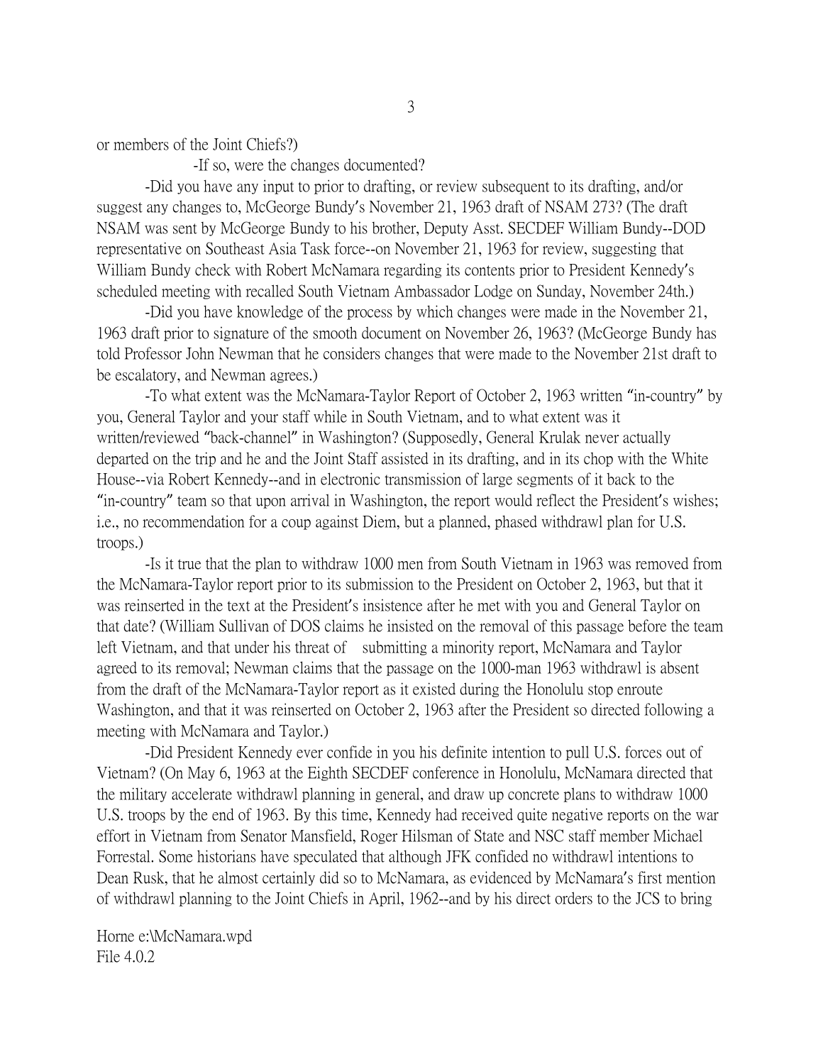or members of the Joint Chiefs?)

-If so, were the changes documented?

-Did you have any input to prior to drafting, or review subsequent to its drafting, and/or suggest any changes to, McGeorge Bundy's November 21, 1963 draft of NSAM 273? (The draft NSAM was sent by McGeorge Bundy to his brother, Deputy Asst. SECDEF William Bundy--DOD representative on Southeast Asia Task force--on November 21, 1963 for review, suggesting that William Bundy check with Robert McNamara regarding its contents prior to President Kennedy's scheduled meeting with recalled South Vietnam Ambassador Lodge on Sunday, November 24th.)

-Did you have knowledge of the process by which changes were made in the November 21, 1963 draft prior to signature of the smooth document on November 26, 1963? (McGeorge Bundy has told Professor John Newman that he considers changes that were made to the November 21st draft to be escalatory, and Newman agrees.)

-To what extent was the McNamara-Taylor Report of October 2, 1963 written "in-country" by you, General Taylor and your staff while in South Vietnam, and to what extent was it written/reviewed "back-channel" in Washington? (Supposedly, General Krulak never actually departed on the trip and he and the Joint Staff assisted in its drafting, and in its chop with the White House--via Robert Kennedy--and in electronic transmission of large segments of it back to the "in-country" team so that upon arrival in Washington, the report would reflect the President's wishes; i.e., no recommendation for a coup against Diem, but a planned, phased withdrawl plan for U.S. troops.)

-Is it true that the plan to withdraw 1000 men from South Vietnam in 1963 was removed from the McNamara-Taylor report prior to its submission to the President on October 2, 1963, but that it was reinserted in the text at the President's insistence after he met with you and General Taylor on that date? (William Sullivan of DOS claims he insisted on the removal of this passage before the team left Vietnam, and that under his threat of submitting a minority report, McNamara and Taylor agreed to its removal; Newman claims that the passage on the 1000-man 1963 withdrawl is absent from the draft of the McNamara-Taylor report as it existed during the Honolulu stop enroute Washington, and that it was reinserted on October 2, 1963 after the President so directed following a meeting with McNamara and Taylor.)

-Did President Kennedy ever confide in you his definite intention to pull U.S. forces out of Vietnam? (On May 6, 1963 at the Eighth SECDEF conference in Honolulu, McNamara directed that the military accelerate withdrawl planning in general, and draw up concrete plans to withdraw 1000 U.S. troops by the end of 1963. By this time, Kennedy had received quite negative reports on the war effort in Vietnam from Senator Mansfield, Roger Hilsman of State and NSC staff member Michael Forrestal. Some historians have speculated that although JFK confided no withdrawl intentions to Dean Rusk, that he almost certainly did so to McNamara, as evidenced by McNamara's first mention of withdrawl planning to the Joint Chiefs in April, 1962--and by his direct orders to the JCS to bring

Horne e:\McNamara.wpd
File 4.0.2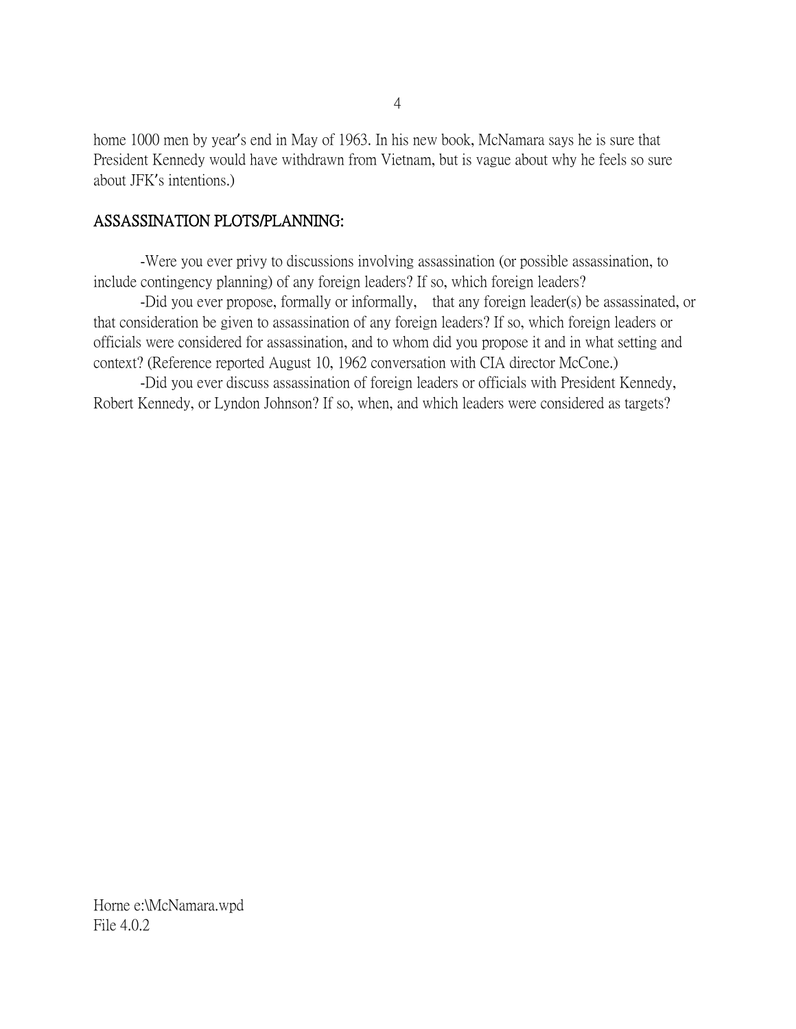home 1000 men by year's end in May of 1963. In his new book, McNamara says he is sure that President Kennedy would have withdrawn from Vietnam, but is vague about why he feels so sure about JFK's intentions.)

## ASSASSINATION PLOTS/PLANNING:

-Were you ever privy to discussions involving assassination (or possible assassination, to include contingency planning) of any foreign leaders? If so, which foreign leaders?

-Did you ever propose, formally or informally, that any foreign leader(s) be assassinated, or that consideration be given to assassination of any foreign leaders? If so, which foreign leaders or officials were considered for assassination, and to whom did you propose it and in what setting and context? (Reference reported August 10, 1962 conversation with CIA director McCone.)

-Did you ever discuss assassination of foreign leaders or officials with President Kennedy, Robert Kennedy, or Lyndon Johnson? If so, when, and which leaders were considered as targets?

Horne e:\McNamara.wpd
File 4.0.2